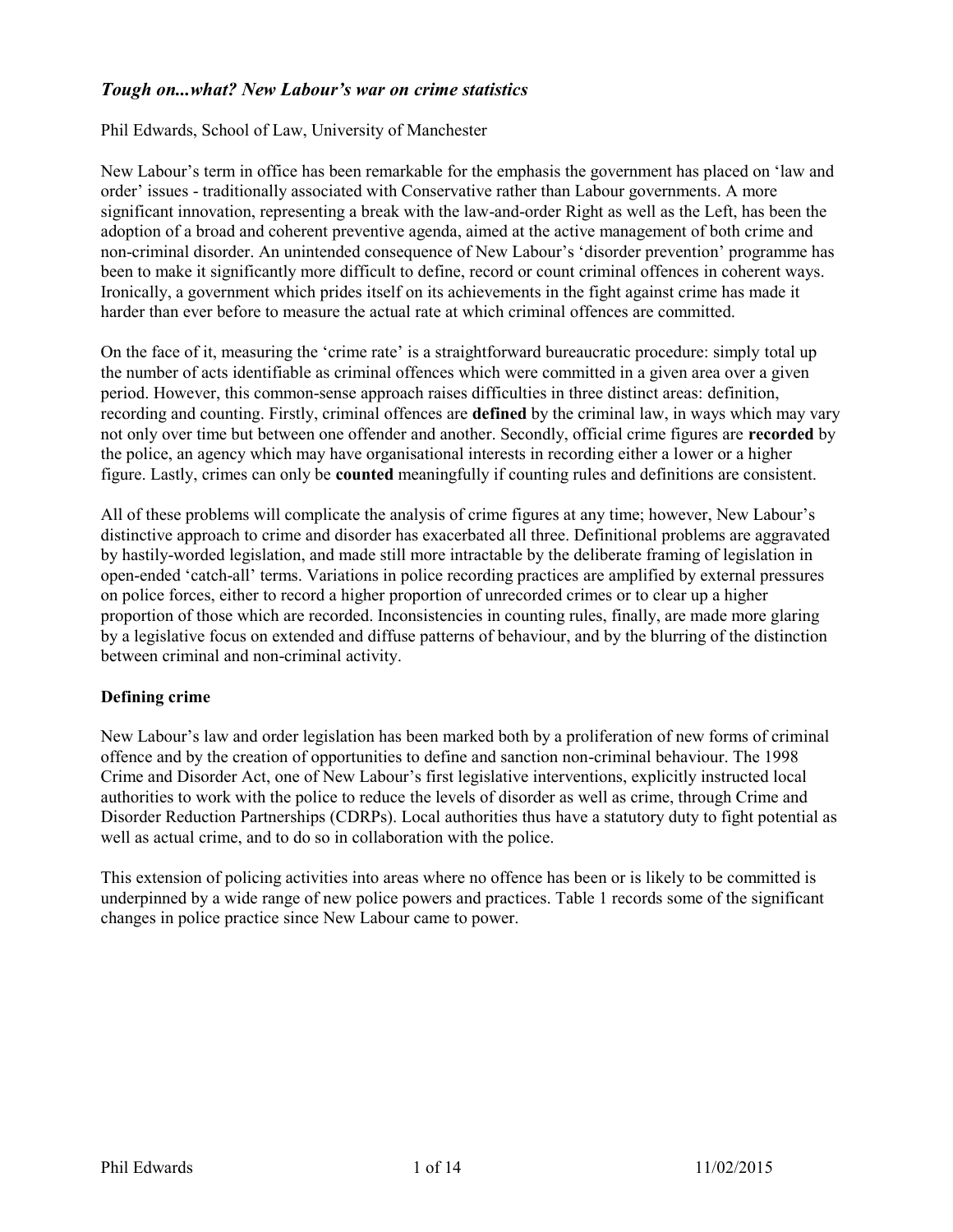***Tough on...what? New Labour's war on crime statistics***

Phil Edwards, School of Law, University of Manchester

New Labour's term in office has been remarkable for the emphasis the government has placed on 'law and order' issues - traditionally associated with Conservative rather than Labour governments. A more significant innovation, representing a break with the law-and-order Right as well as the Left, has been the adoption of a broad and coherent preventive agenda, aimed at the active management of both crime and non-criminal disorder. An unintended consequence of New Labour's 'disorder prevention' programme has been to make it significantly more difficult to define, record or count criminal offences in coherent ways. Ironically, a government which prides itself on its achievements in the fight against crime has made it harder than ever before to measure the actual rate at which criminal offences are committed.

On the face of it, measuring the 'crime rate' is a straightforward bureaucratic procedure: simply total up the number of acts identifiable as criminal offences which were committed in a given area over a given period. However, this common-sense approach raises difficulties in three distinct areas: definition, recording and counting. Firstly, criminal offences are **defined** by the criminal law, in ways which may vary not only over time but between one offender and another. Secondly, official crime figures are **recorded** by the police, an agency which may have organisational interests in recording either a lower or a higher figure. Lastly, crimes can only be **counted** meaningfully if counting rules and definitions are consistent.

All of these problems will complicate the analysis of crime figures at any time; however, New Labour's distinctive approach to crime and disorder has exacerbated all three. Definitional problems are aggravated by hastily-worded legislation, and made still more intractable by the deliberate framing of legislation in open-ended 'catch-all' terms. Variations in police recording practices are amplified by external pressures on police forces, either to record a higher proportion of unrecorded crimes or to clear up a higher proportion of those which are recorded. Inconsistencies in counting rules, finally, are made more glaring by a legislative focus on extended and diffuse patterns of behaviour, and by the blurring of the distinction between criminal and non-criminal activity.

**Defining crime**

New Labour's law and order legislation has been marked both by a proliferation of new forms of criminal offence and by the creation of opportunities to define and sanction non-criminal behaviour. The 1998 Crime and Disorder Act, one of New Labour's first legislative interventions, explicitly instructed local authorities to work with the police to reduce the levels of disorder as well as crime, through Crime and Disorder Reduction Partnerships (CDRPs). Local authorities thus have a statutory duty to fight potential as well as actual crime, and to do so in collaboration with the police.

This extension of policing activities into areas where no offence has been or is likely to be committed is underpinned by a wide range of new police powers and practices. Table 1 records some of the significant changes in police practice since New Labour came to power.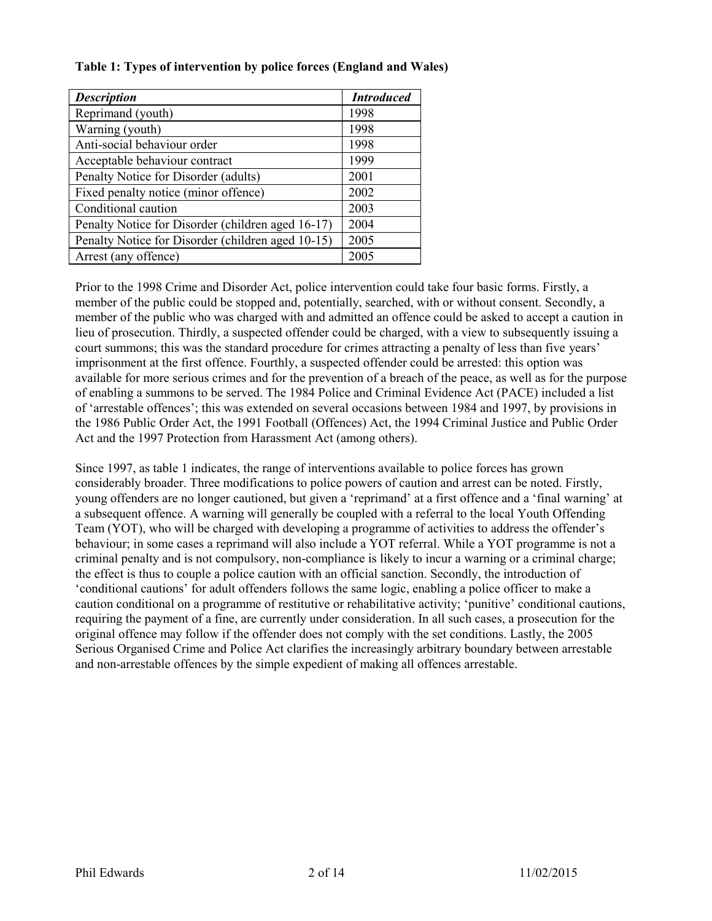**Table 1: Types of intervention by police forces (England and Wales)**

| *Description* | *Introduced* |
|---|---|
| Reprimand (youth) | 1998 |
| Warning (youth) | 1998 |
| Anti-social behaviour order | 1998 |
| Acceptable behaviour contract | 1999 |
| Penalty Notice for Disorder (adults) | 2001 |
| Fixed penalty notice (minor offence) | 2002 |
| Conditional caution | 2003 |
| Penalty Notice for Disorder (children aged 16-17) | 2004 |
| Penalty Notice for Disorder (children aged 10-15) | 2005 |
| Arrest (any offence) | 2005 |

Prior to the 1998 Crime and Disorder Act, police intervention could take four basic forms. Firstly, a member of the public could be stopped and, potentially, searched, with or without consent. Secondly, a member of the public who was charged with and admitted an offence could be asked to accept a caution in lieu of prosecution. Thirdly, a suspected offender could be charged, with a view to subsequently issuing a court summons; this was the standard procedure for crimes attracting a penalty of less than five years' imprisonment at the first offence. Fourthly, a suspected offender could be arrested: this option was available for more serious crimes and for the prevention of a breach of the peace, as well as for the purpose of enabling a summons to be served. The 1984 Police and Criminal Evidence Act (PACE) included a list of 'arrestable offences'; this was extended on several occasions between 1984 and 1997, by provisions in the 1986 Public Order Act, the 1991 Football (Offences) Act, the 1994 Criminal Justice and Public Order Act and the 1997 Protection from Harassment Act (among others).

Since 1997, as table 1 indicates, the range of interventions available to police forces has grown considerably broader. Three modifications to police powers of caution and arrest can be noted. Firstly, young offenders are no longer cautioned, but given a 'reprimand' at a first offence and a 'final warning' at a subsequent offence. A warning will generally be coupled with a referral to the local Youth Offending Team (YOT), who will be charged with developing a programme of activities to address the offender's behaviour; in some cases a reprimand will also include a YOT referral. While a YOT programme is not a criminal penalty and is not compulsory, non-compliance is likely to incur a warning or a criminal charge; the effect is thus to couple a police caution with an official sanction. Secondly, the introduction of 'conditional cautions' for adult offenders follows the same logic, enabling a police officer to make a caution conditional on a programme of restitutive or rehabilitative activity; 'punitive' conditional cautions, requiring the payment of a fine, are currently under consideration. In all such cases, a prosecution for the original offence may follow if the offender does not comply with the set conditions. Lastly, the 2005 Serious Organised Crime and Police Act clarifies the increasingly arbitrary boundary between arrestable and non-arrestable offences by the simple expedient of making all offences arrestable.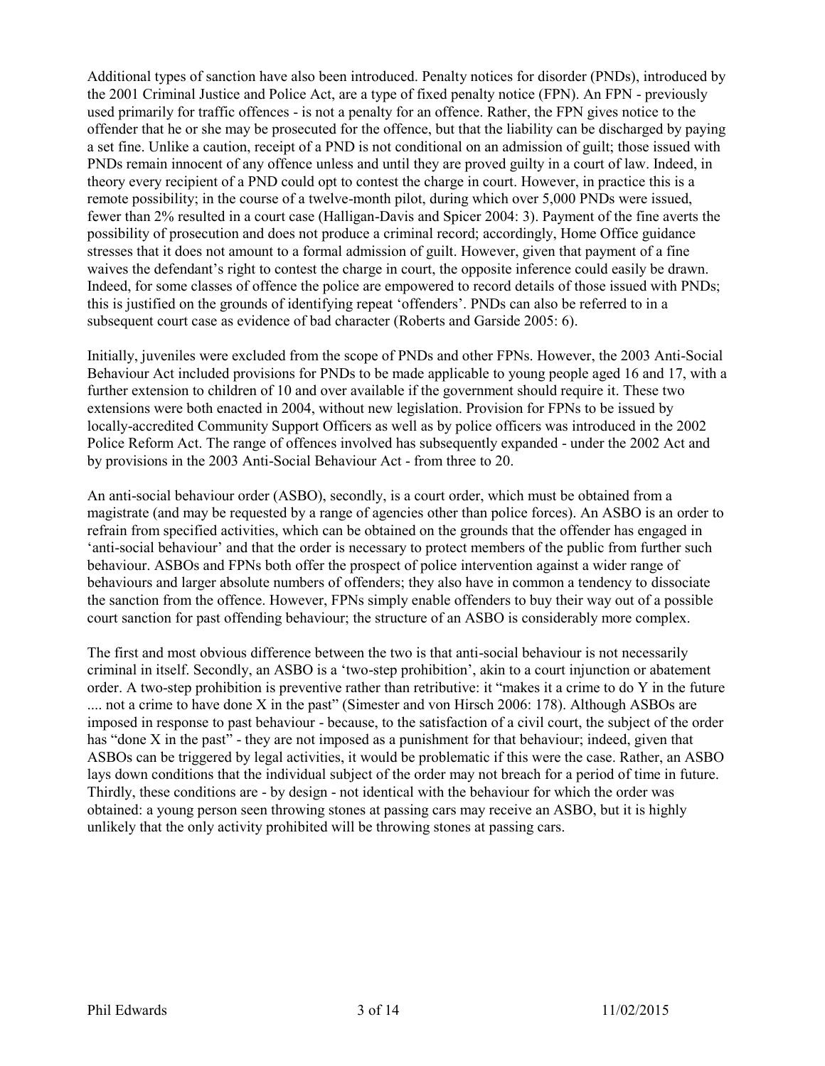Additional types of sanction have also been introduced. Penalty notices for disorder (PNDs), introduced by the 2001 Criminal Justice and Police Act, are a type of fixed penalty notice (FPN). An FPN - previously used primarily for traffic offences - is not a penalty for an offence. Rather, the FPN gives notice to the offender that he or she may be prosecuted for the offence, but that the liability can be discharged by paying a set fine. Unlike a caution, receipt of a PND is not conditional on an admission of guilt; those issued with PNDs remain innocent of any offence unless and until they are proved guilty in a court of law. Indeed, in theory every recipient of a PND could opt to contest the charge in court. However, in practice this is a remote possibility; in the course of a twelve-month pilot, during which over 5,000 PNDs were issued, fewer than 2% resulted in a court case (Halligan-Davis and Spicer 2004: 3). Payment of the fine averts the possibility of prosecution and does not produce a criminal record; accordingly, Home Office guidance stresses that it does not amount to a formal admission of guilt. However, given that payment of a fine waives the defendant's right to contest the charge in court, the opposite inference could easily be drawn. Indeed, for some classes of offence the police are empowered to record details of those issued with PNDs; this is justified on the grounds of identifying repeat 'offenders'. PNDs can also be referred to in a subsequent court case as evidence of bad character (Roberts and Garside 2005: 6).

Initially, juveniles were excluded from the scope of PNDs and other FPNs. However, the 2003 Anti-Social Behaviour Act included provisions for PNDs to be made applicable to young people aged 16 and 17, with a further extension to children of 10 and over available if the government should require it. These two extensions were both enacted in 2004, without new legislation. Provision for FPNs to be issued by locally-accredited Community Support Officers as well as by police officers was introduced in the 2002 Police Reform Act. The range of offences involved has subsequently expanded - under the 2002 Act and by provisions in the 2003 Anti-Social Behaviour Act - from three to 20.

An anti-social behaviour order (ASBO), secondly, is a court order, which must be obtained from a magistrate (and may be requested by a range of agencies other than police forces). An ASBO is an order to refrain from specified activities, which can be obtained on the grounds that the offender has engaged in 'anti-social behaviour' and that the order is necessary to protect members of the public from further such behaviour. ASBOs and FPNs both offer the prospect of police intervention against a wider range of behaviours and larger absolute numbers of offenders; they also have in common a tendency to dissociate the sanction from the offence. However, FPNs simply enable offenders to buy their way out of a possible court sanction for past offending behaviour; the structure of an ASBO is considerably more complex.

The first and most obvious difference between the two is that anti-social behaviour is not necessarily criminal in itself. Secondly, an ASBO is a 'two-step prohibition', akin to a court injunction or abatement order. A two-step prohibition is preventive rather than retributive: it "makes it a crime to do Y in the future .... not a crime to have done X in the past" (Simester and von Hirsch 2006: 178). Although ASBOs are imposed in response to past behaviour - because, to the satisfaction of a civil court, the subject of the order has "done X in the past" - they are not imposed as a punishment for that behaviour; indeed, given that ASBOs can be triggered by legal activities, it would be problematic if this were the case. Rather, an ASBO lays down conditions that the individual subject of the order may not breach for a period of time in future. Thirdly, these conditions are - by design - not identical with the behaviour for which the order was obtained: a young person seen throwing stones at passing cars may receive an ASBO, but it is highly unlikely that the only activity prohibited will be throwing stones at passing cars.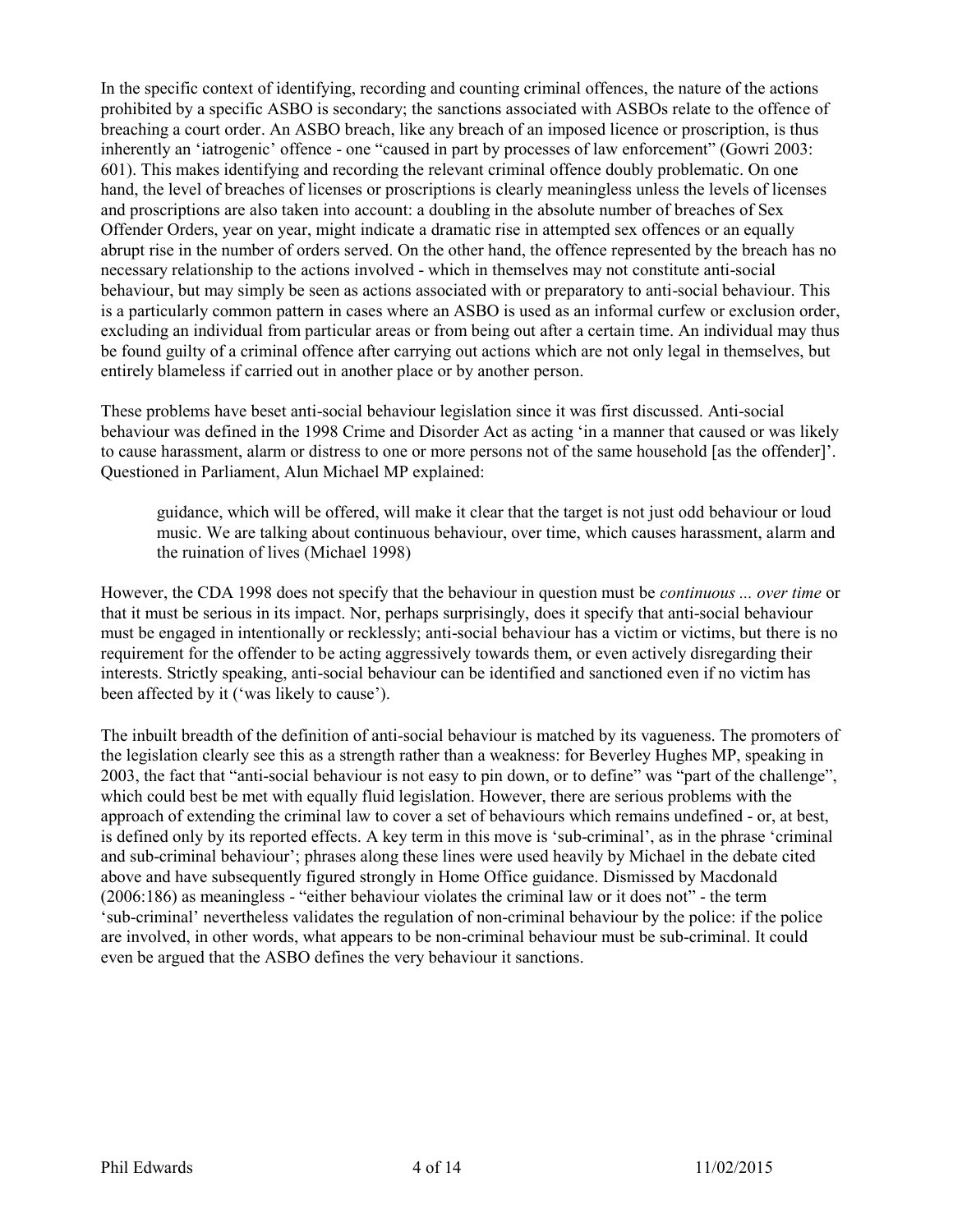In the specific context of identifying, recording and counting criminal offences, the nature of the actions prohibited by a specific ASBO is secondary; the sanctions associated with ASBOs relate to the offence of breaching a court order. An ASBO breach, like any breach of an imposed licence or proscription, is thus inherently an 'iatrogenic' offence - one "caused in part by processes of law enforcement" (Gowri 2003: 601). This makes identifying and recording the relevant criminal offence doubly problematic. On one hand, the level of breaches of licenses or proscriptions is clearly meaningless unless the levels of licenses and proscriptions are also taken into account: a doubling in the absolute number of breaches of Sex Offender Orders, year on year, might indicate a dramatic rise in attempted sex offences or an equally abrupt rise in the number of orders served. On the other hand, the offence represented by the breach has no necessary relationship to the actions involved - which in themselves may not constitute anti-social behaviour, but may simply be seen as actions associated with or preparatory to anti-social behaviour. This is a particularly common pattern in cases where an ASBO is used as an informal curfew or exclusion order, excluding an individual from particular areas or from being out after a certain time. An individual may thus be found guilty of a criminal offence after carrying out actions which are not only legal in themselves, but entirely blameless if carried out in another place or by another person.

These problems have beset anti-social behaviour legislation since it was first discussed. Anti-social behaviour was defined in the 1998 Crime and Disorder Act as acting 'in a manner that caused or was likely to cause harassment, alarm or distress to one or more persons not of the same household [as the offender]'. Questioned in Parliament, Alun Michael MP explained:

> guidance, which will be offered, will make it clear that the target is not just odd behaviour or loud music. We are talking about continuous behaviour, over time, which causes harassment, alarm and the ruination of lives (Michael 1998)

However, the CDA 1998 does not specify that the behaviour in question must be *continuous ... over time* or that it must be serious in its impact. Nor, perhaps surprisingly, does it specify that anti-social behaviour must be engaged in intentionally or recklessly; anti-social behaviour has a victim or victims, but there is no requirement for the offender to be acting aggressively towards them, or even actively disregarding their interests. Strictly speaking, anti-social behaviour can be identified and sanctioned even if no victim has been affected by it ('was likely to cause').

The inbuilt breadth of the definition of anti-social behaviour is matched by its vagueness. The promoters of the legislation clearly see this as a strength rather than a weakness: for Beverley Hughes MP, speaking in 2003, the fact that "anti-social behaviour is not easy to pin down, or to define" was "part of the challenge", which could best be met with equally fluid legislation. However, there are serious problems with the approach of extending the criminal law to cover a set of behaviours which remains undefined - or, at best, is defined only by its reported effects. A key term in this move is 'sub-criminal', as in the phrase 'criminal and sub-criminal behaviour'; phrases along these lines were used heavily by Michael in the debate cited above and have subsequently figured strongly in Home Office guidance. Dismissed by Macdonald (2006:186) as meaningless - "either behaviour violates the criminal law or it does not" - the term 'sub-criminal' nevertheless validates the regulation of non-criminal behaviour by the police: if the police are involved, in other words, what appears to be non-criminal behaviour must be sub-criminal. It could even be argued that the ASBO defines the very behaviour it sanctions.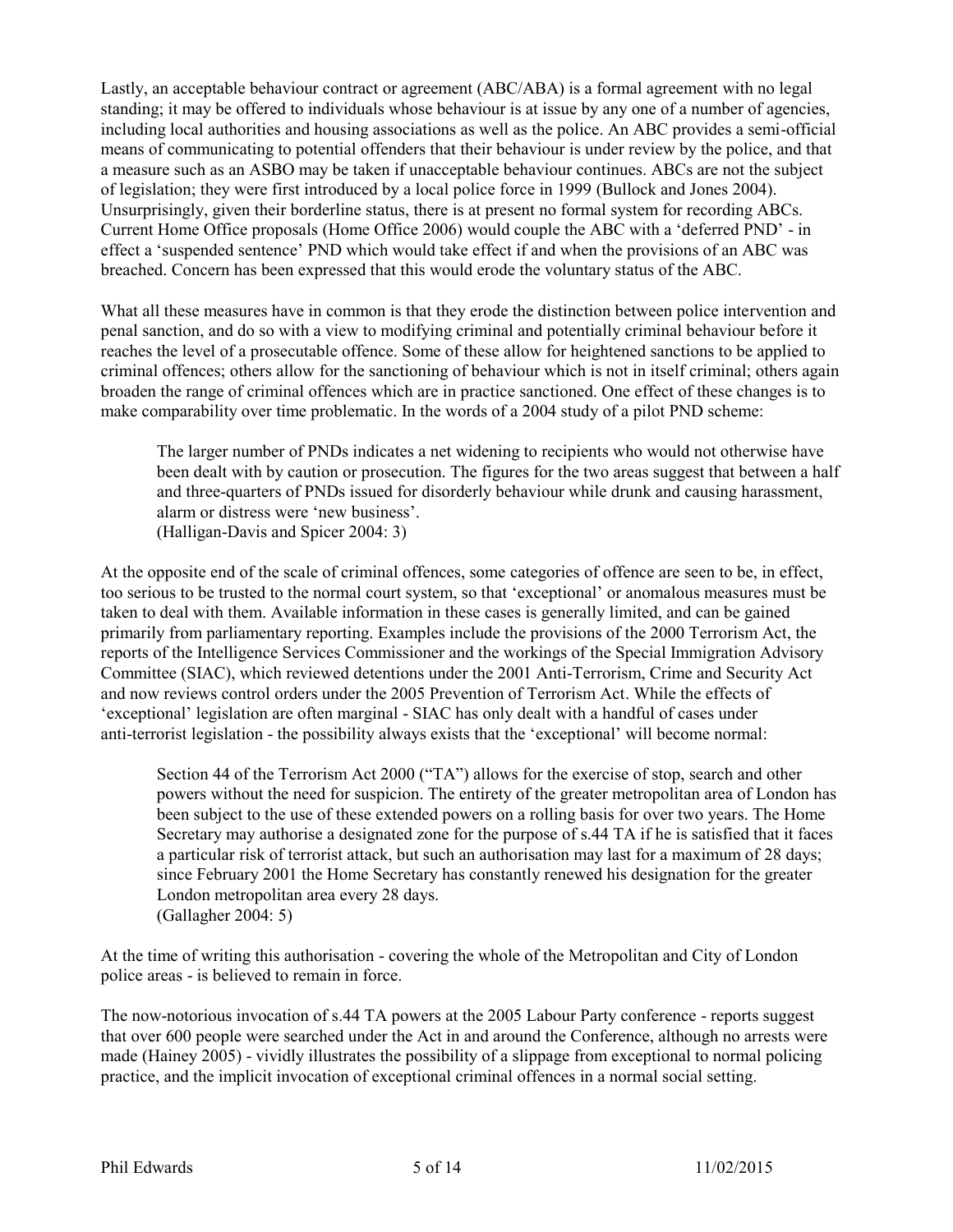Lastly, an acceptable behaviour contract or agreement (ABC/ABA) is a formal agreement with no legal standing; it may be offered to individuals whose behaviour is at issue by any one of a number of agencies, including local authorities and housing associations as well as the police. An ABC provides a semi-official means of communicating to potential offenders that their behaviour is under review by the police, and that a measure such as an ASBO may be taken if unacceptable behaviour continues. ABCs are not the subject of legislation; they were first introduced by a local police force in 1999 (Bullock and Jones 2004). Unsurprisingly, given their borderline status, there is at present no formal system for recording ABCs. Current Home Office proposals (Home Office 2006) would couple the ABC with a 'deferred PND' - in effect a 'suspended sentence' PND which would take effect if and when the provisions of an ABC was breached. Concern has been expressed that this would erode the voluntary status of the ABC.

What all these measures have in common is that they erode the distinction between police intervention and penal sanction, and do so with a view to modifying criminal and potentially criminal behaviour before it reaches the level of a prosecutable offence. Some of these allow for heightened sanctions to be applied to criminal offences; others allow for the sanctioning of behaviour which is not in itself criminal; others again broaden the range of criminal offences which are in practice sanctioned. One effect of these changes is to make comparability over time problematic. In the words of a 2004 study of a pilot PND scheme:

> The larger number of PNDs indicates a net widening to recipients who would not otherwise have been dealt with by caution or prosecution. The figures for the two areas suggest that between a half and three-quarters of PNDs issued for disorderly behaviour while drunk and causing harassment, alarm or distress were 'new business'.
> (Halligan-Davis and Spicer 2004: 3)

At the opposite end of the scale of criminal offences, some categories of offence are seen to be, in effect, too serious to be trusted to the normal court system, so that 'exceptional' or anomalous measures must be taken to deal with them. Available information in these cases is generally limited, and can be gained primarily from parliamentary reporting. Examples include the provisions of the 2000 Terrorism Act, the reports of the Intelligence Services Commissioner and the workings of the Special Immigration Advisory Committee (SIAC), which reviewed detentions under the 2001 Anti-Terrorism, Crime and Security Act and now reviews control orders under the 2005 Prevention of Terrorism Act. While the effects of 'exceptional' legislation are often marginal - SIAC has only dealt with a handful of cases under anti-terrorist legislation - the possibility always exists that the 'exceptional' will become normal:

> Section 44 of the Terrorism Act 2000 ("TA") allows for the exercise of stop, search and other powers without the need for suspicion. The entirety of the greater metropolitan area of London has been subject to the use of these extended powers on a rolling basis for over two years. The Home Secretary may authorise a designated zone for the purpose of s.44 TA if he is satisfied that it faces a particular risk of terrorist attack, but such an authorisation may last for a maximum of 28 days; since February 2001 the Home Secretary has constantly renewed his designation for the greater London metropolitan area every 28 days.
> (Gallagher 2004: 5)

At the time of writing this authorisation - covering the whole of the Metropolitan and City of London police areas - is believed to remain in force.

The now-notorious invocation of s.44 TA powers at the 2005 Labour Party conference - reports suggest that over 600 people were searched under the Act in and around the Conference, although no arrests were made (Hainey 2005) - vividly illustrates the possibility of a slippage from exceptional to normal policing practice, and the implicit invocation of exceptional criminal offences in a normal social setting.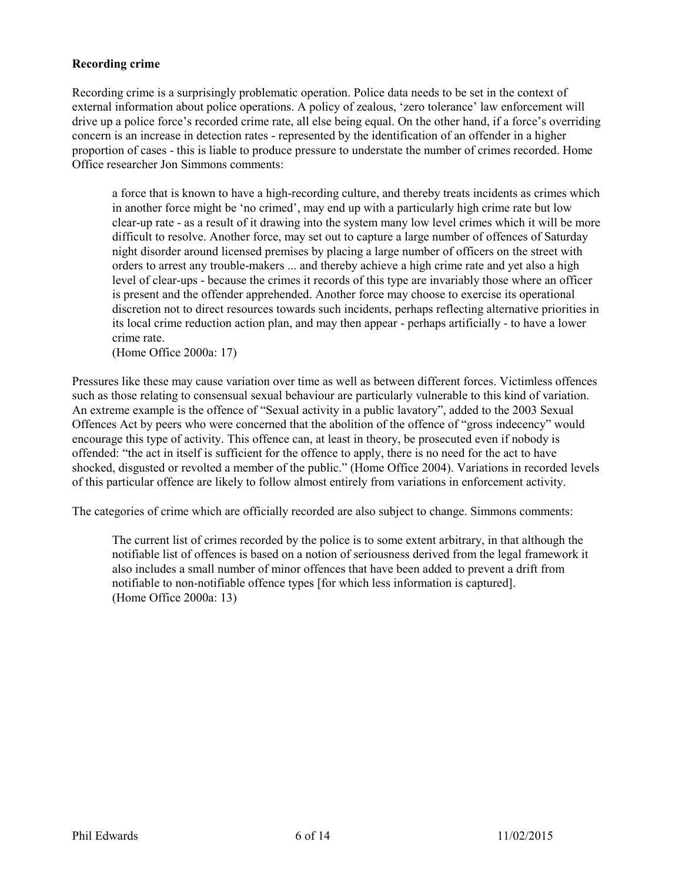**Recording crime**

Recording crime is a surprisingly problematic operation. Police data needs to be set in the context of external information about police operations. A policy of zealous, 'zero tolerance' law enforcement will drive up a police force's recorded crime rate, all else being equal. On the other hand, if a force's overriding concern is an increase in detection rates - represented by the identification of an offender in a higher proportion of cases - this is liable to produce pressure to understate the number of crimes recorded. Home Office researcher Jon Simmons comments:

> a force that is known to have a high-recording culture, and thereby treats incidents as crimes which in another force might be 'no crimed', may end up with a particularly high crime rate but low clear-up rate - as a result of it drawing into the system many low level crimes which it will be more difficult to resolve. Another force, may set out to capture a large number of offences of Saturday night disorder around licensed premises by placing a large number of officers on the street with orders to arrest any trouble-makers ... and thereby achieve a high crime rate and yet also a high level of clear-ups - because the crimes it records of this type are invariably those where an officer is present and the offender apprehended. Another force may choose to exercise its operational discretion not to direct resources towards such incidents, perhaps reflecting alternative priorities in its local crime reduction action plan, and may then appear - perhaps artificially - to have a lower crime rate.
> (Home Office 2000a: 17)

Pressures like these may cause variation over time as well as between different forces. Victimless offences such as those relating to consensual sexual behaviour are particularly vulnerable to this kind of variation. An extreme example is the offence of "Sexual activity in a public lavatory", added to the 2003 Sexual Offences Act by peers who were concerned that the abolition of the offence of "gross indecency" would encourage this type of activity. This offence can, at least in theory, be prosecuted even if nobody is offended: "the act in itself is sufficient for the offence to apply, there is no need for the act to have shocked, disgusted or revolted a member of the public." (Home Office 2004). Variations in recorded levels of this particular offence are likely to follow almost entirely from variations in enforcement activity.

The categories of crime which are officially recorded are also subject to change. Simmons comments:

> The current list of crimes recorded by the police is to some extent arbitrary, in that although the notifiable list of offences is based on a notion of seriousness derived from the legal framework it also includes a small number of minor offences that have been added to prevent a drift from notifiable to non-notifiable offence types [for which less information is captured].
> (Home Office 2000a: 13)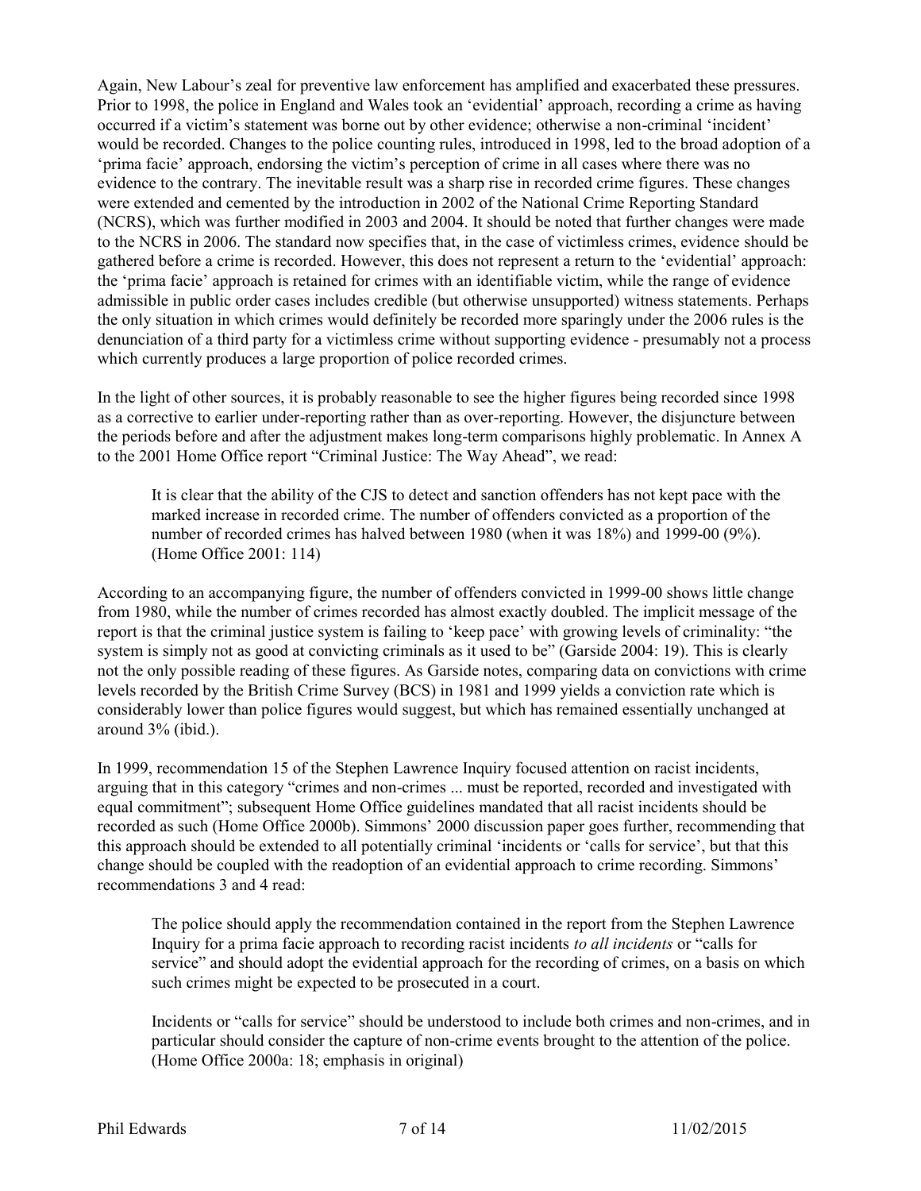Again, New Labour's zeal for preventive law enforcement has amplified and exacerbated these pressures. Prior to 1998, the police in England and Wales took an 'evidential' approach, recording a crime as having occurred if a victim's statement was borne out by other evidence; otherwise a non-criminal 'incident' would be recorded. Changes to the police counting rules, introduced in 1998, led to the broad adoption of a 'prima facie' approach, endorsing the victim's perception of crime in all cases where there was no evidence to the contrary. The inevitable result was a sharp rise in recorded crime figures. These changes were extended and cemented by the introduction in 2002 of the National Crime Reporting Standard (NCRS), which was further modified in 2003 and 2004. It should be noted that further changes were made to the NCRS in 2006. The standard now specifies that, in the case of victimless crimes, evidence should be gathered before a crime is recorded. However, this does not represent a return to the 'evidential' approach: the 'prima facie' approach is retained for crimes with an identifiable victim, while the range of evidence admissible in public order cases includes credible (but otherwise unsupported) witness statements. Perhaps the only situation in which crimes would definitely be recorded more sparingly under the 2006 rules is the denunciation of a third party for a victimless crime without supporting evidence - presumably not a process which currently produces a large proportion of police recorded crimes.

In the light of other sources, it is probably reasonable to see the higher figures being recorded since 1998 as a corrective to earlier under-reporting rather than as over-reporting. However, the disjuncture between the periods before and after the adjustment makes long-term comparisons highly problematic. In Annex A to the 2001 Home Office report "Criminal Justice: The Way Ahead", we read:

> It is clear that the ability of the CJS to detect and sanction offenders has not kept pace with the marked increase in recorded crime. The number of offenders convicted as a proportion of the number of recorded crimes has halved between 1980 (when it was 18%) and 1999-00 (9%). (Home Office 2001: 114)

According to an accompanying figure, the number of offenders convicted in 1999-00 shows little change from 1980, while the number of crimes recorded has almost exactly doubled. The implicit message of the report is that the criminal justice system is failing to 'keep pace' with growing levels of criminality: "the system is simply not as good at convicting criminals as it used to be" (Garside 2004: 19). This is clearly not the only possible reading of these figures. As Garside notes, comparing data on convictions with crime levels recorded by the British Crime Survey (BCS) in 1981 and 1999 yields a conviction rate which is considerably lower than police figures would suggest, but which has remained essentially unchanged at around 3% (ibid.).

In 1999, recommendation 15 of the Stephen Lawrence Inquiry focused attention on racist incidents, arguing that in this category "crimes and non-crimes ... must be reported, recorded and investigated with equal commitment"; subsequent Home Office guidelines mandated that all racist incidents should be recorded as such (Home Office 2000b). Simmons' 2000 discussion paper goes further, recommending that this approach should be extended to all potentially criminal 'incidents or 'calls for service', but that this change should be coupled with the readoption of an evidential approach to crime recording. Simmons' recommendations 3 and 4 read:

> The police should apply the recommendation contained in the report from the Stephen Lawrence Inquiry for a prima facie approach to recording racist incidents *to all incidents* or "calls for service" and should adopt the evidential approach for the recording of crimes, on a basis on which such crimes might be expected to be prosecuted in a court.
>
> Incidents or "calls for service" should be understood to include both crimes and non-crimes, and in particular should consider the capture of non-crime events brought to the attention of the police. (Home Office 2000a: 18; emphasis in original)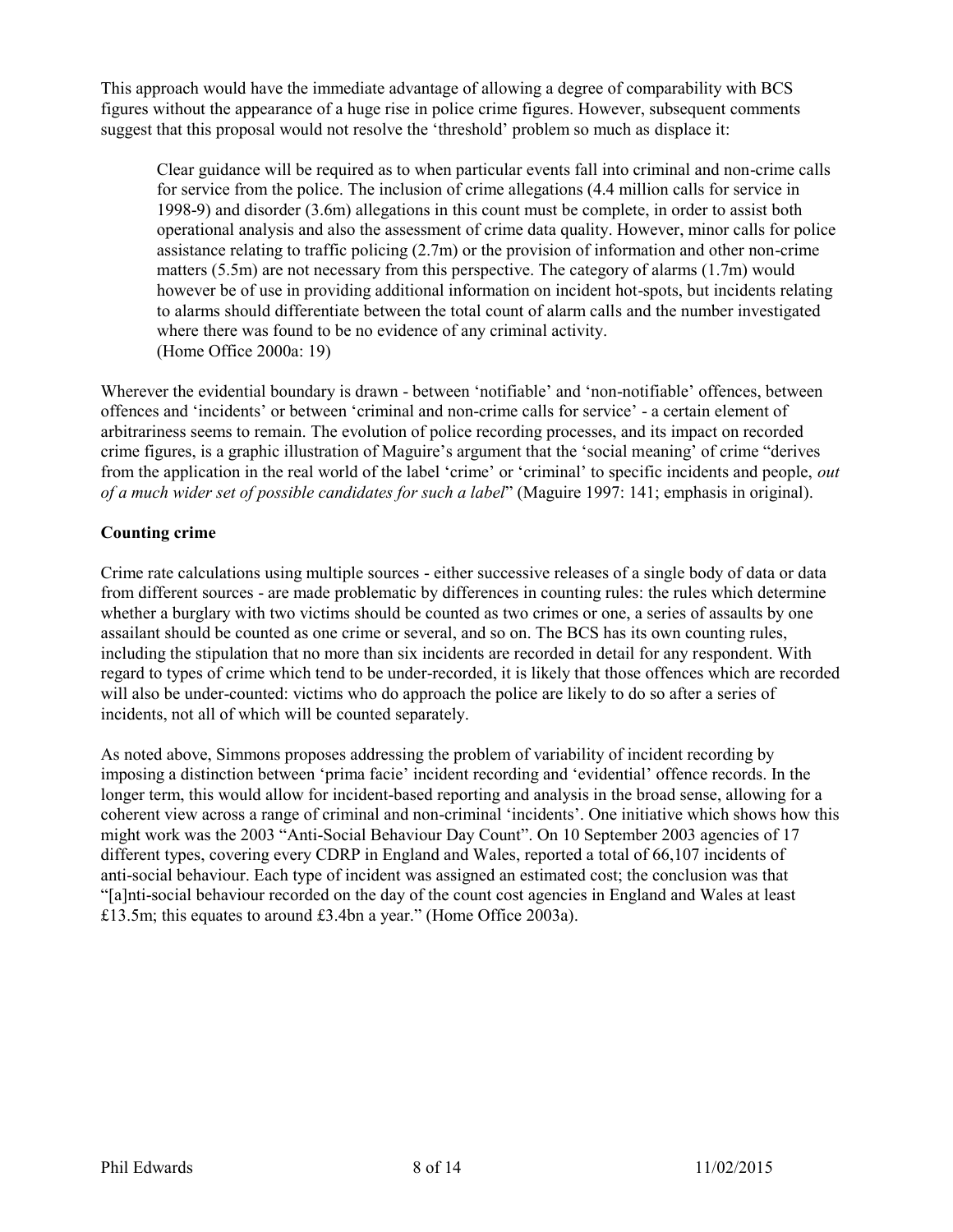This approach would have the immediate advantage of allowing a degree of comparability with BCS figures without the appearance of a huge rise in police crime figures. However, subsequent comments suggest that this proposal would not resolve the 'threshold' problem so much as displace it:

> Clear guidance will be required as to when particular events fall into criminal and non-crime calls for service from the police. The inclusion of crime allegations (4.4 million calls for service in 1998-9) and disorder (3.6m) allegations in this count must be complete, in order to assist both operational analysis and also the assessment of crime data quality. However, minor calls for police assistance relating to traffic policing (2.7m) or the provision of information and other non-crime matters (5.5m) are not necessary from this perspective. The category of alarms (1.7m) would however be of use in providing additional information on incident hot-spots, but incidents relating to alarms should differentiate between the total count of alarm calls and the number investigated where there was found to be no evidence of any criminal activity.
> (Home Office 2000a: 19)

Wherever the evidential boundary is drawn - between 'notifiable' and 'non-notifiable' offences, between offences and 'incidents' or between 'criminal and non-crime calls for service' - a certain element of arbitrariness seems to remain. The evolution of police recording processes, and its impact on recorded crime figures, is a graphic illustration of Maguire's argument that the 'social meaning' of crime "derives from the application in the real world of the label 'crime' or 'criminal' to specific incidents and people, *out of a much wider set of possible candidates for such a label*" (Maguire 1997: 141; emphasis in original).

**Counting crime**

Crime rate calculations using multiple sources - either successive releases of a single body of data or data from different sources - are made problematic by differences in counting rules: the rules which determine whether a burglary with two victims should be counted as two crimes or one, a series of assaults by one assailant should be counted as one crime or several, and so on. The BCS has its own counting rules, including the stipulation that no more than six incidents are recorded in detail for any respondent. With regard to types of crime which tend to be under-recorded, it is likely that those offences which are recorded will also be under-counted: victims who do approach the police are likely to do so after a series of incidents, not all of which will be counted separately.

As noted above, Simmons proposes addressing the problem of variability of incident recording by imposing a distinction between 'prima facie' incident recording and 'evidential' offence records. In the longer term, this would allow for incident-based reporting and analysis in the broad sense, allowing for a coherent view across a range of criminal and non-criminal 'incidents'. One initiative which shows how this might work was the 2003 "Anti-Social Behaviour Day Count". On 10 September 2003 agencies of 17 different types, covering every CDRP in England and Wales, reported a total of 66,107 incidents of anti-social behaviour. Each type of incident was assigned an estimated cost; the conclusion was that "[a]nti-social behaviour recorded on the day of the count cost agencies in England and Wales at least £13.5m; this equates to around £3.4bn a year." (Home Office 2003a).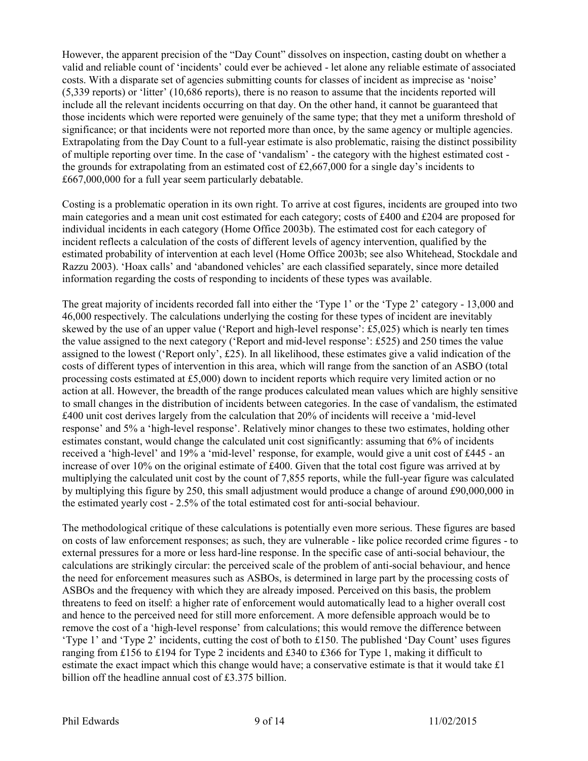However, the apparent precision of the "Day Count" dissolves on inspection, casting doubt on whether a valid and reliable count of 'incidents' could ever be achieved - let alone any reliable estimate of associated costs. With a disparate set of agencies submitting counts for classes of incident as imprecise as 'noise' (5,339 reports) or 'litter' (10,686 reports), there is no reason to assume that the incidents reported will include all the relevant incidents occurring on that day. On the other hand, it cannot be guaranteed that those incidents which were reported were genuinely of the same type; that they met a uniform threshold of significance; or that incidents were not reported more than once, by the same agency or multiple agencies. Extrapolating from the Day Count to a full-year estimate is also problematic, raising the distinct possibility of multiple reporting over time. In the case of 'vandalism' - the category with the highest estimated cost - the grounds for extrapolating from an estimated cost of £2,667,000 for a single day's incidents to £667,000,000 for a full year seem particularly debatable.

Costing is a problematic operation in its own right. To arrive at cost figures, incidents are grouped into two main categories and a mean unit cost estimated for each category; costs of £400 and £204 are proposed for individual incidents in each category (Home Office 2003b). The estimated cost for each category of incident reflects a calculation of the costs of different levels of agency intervention, qualified by the estimated probability of intervention at each level (Home Office 2003b; see also Whitehead, Stockdale and Razzu 2003). 'Hoax calls' and 'abandoned vehicles' are each classified separately, since more detailed information regarding the costs of responding to incidents of these types was available.

The great majority of incidents recorded fall into either the 'Type 1' or the 'Type 2' category - 13,000 and 46,000 respectively. The calculations underlying the costing for these types of incident are inevitably skewed by the use of an upper value ('Report and high-level response': £5,025) which is nearly ten times the value assigned to the next category ('Report and mid-level response': £525) and 250 times the value assigned to the lowest ('Report only', £25). In all likelihood, these estimates give a valid indication of the costs of different types of intervention in this area, which will range from the sanction of an ASBO (total processing costs estimated at £5,000) down to incident reports which require very limited action or no action at all. However, the breadth of the range produces calculated mean values which are highly sensitive to small changes in the distribution of incidents between categories. In the case of vandalism, the estimated £400 unit cost derives largely from the calculation that 20% of incidents will receive a 'mid-level response' and 5% a 'high-level response'. Relatively minor changes to these two estimates, holding other estimates constant, would change the calculated unit cost significantly: assuming that 6% of incidents received a 'high-level' and 19% a 'mid-level' response, for example, would give a unit cost of £445 - an increase of over 10% on the original estimate of £400. Given that the total cost figure was arrived at by multiplying the calculated unit cost by the count of 7,855 reports, while the full-year figure was calculated by multiplying this figure by 250, this small adjustment would produce a change of around £90,000,000 in the estimated yearly cost - 2.5% of the total estimated cost for anti-social behaviour.

The methodological critique of these calculations is potentially even more serious. These figures are based on costs of law enforcement responses; as such, they are vulnerable - like police recorded crime figures - to external pressures for a more or less hard-line response. In the specific case of anti-social behaviour, the calculations are strikingly circular: the perceived scale of the problem of anti-social behaviour, and hence the need for enforcement measures such as ASBOs, is determined in large part by the processing costs of ASBOs and the frequency with which they are already imposed. Perceived on this basis, the problem threatens to feed on itself: a higher rate of enforcement would automatically lead to a higher overall cost and hence to the perceived need for still more enforcement. A more defensible approach would be to remove the cost of a 'high-level response' from calculations; this would remove the difference between 'Type 1' and 'Type 2' incidents, cutting the cost of both to £150. The published 'Day Count' uses figures ranging from £156 to £194 for Type 2 incidents and £340 to £366 for Type 1, making it difficult to estimate the exact impact which this change would have; a conservative estimate is that it would take £1 billion off the headline annual cost of £3.375 billion.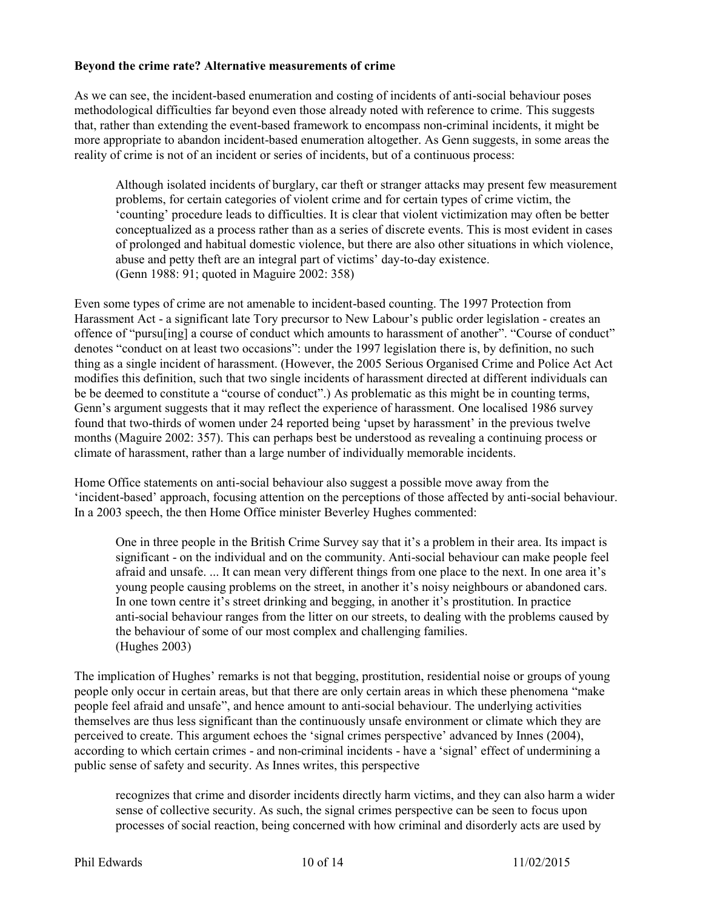**Beyond the crime rate? Alternative measurements of crime**

As we can see, the incident-based enumeration and costing of incidents of anti-social behaviour poses methodological difficulties far beyond even those already noted with reference to crime. This suggests that, rather than extending the event-based framework to encompass non-criminal incidents, it might be more appropriate to abandon incident-based enumeration altogether. As Genn suggests, in some areas the reality of crime is not of an incident or series of incidents, but of a continuous process:

> Although isolated incidents of burglary, car theft or stranger attacks may present few measurement problems, for certain categories of violent crime and for certain types of crime victim, the 'counting' procedure leads to difficulties. It is clear that violent victimization may often be better conceptualized as a process rather than as a series of discrete events. This is most evident in cases of prolonged and habitual domestic violence, but there are also other situations in which violence, abuse and petty theft are an integral part of victims' day-to-day existence.
> (Genn 1988: 91; quoted in Maguire 2002: 358)

Even some types of crime are not amenable to incident-based counting. The 1997 Protection from Harassment Act - a significant late Tory precursor to New Labour's public order legislation - creates an offence of "pursu[ing] a course of conduct which amounts to harassment of another". "Course of conduct" denotes "conduct on at least two occasions": under the 1997 legislation there is, by definition, no such thing as a single incident of harassment. (However, the 2005 Serious Organised Crime and Police Act Act modifies this definition, such that two single incidents of harassment directed at different individuals can be be deemed to constitute a "course of conduct".) As problematic as this might be in counting terms, Genn's argument suggests that it may reflect the experience of harassment. One localised 1986 survey found that two-thirds of women under 24 reported being 'upset by harassment' in the previous twelve months (Maguire 2002: 357). This can perhaps best be understood as revealing a continuing process or climate of harassment, rather than a large number of individually memorable incidents.

Home Office statements on anti-social behaviour also suggest a possible move away from the 'incident-based' approach, focusing attention on the perceptions of those affected by anti-social behaviour. In a 2003 speech, the then Home Office minister Beverley Hughes commented:

> One in three people in the British Crime Survey say that it's a problem in their area. Its impact is significant - on the individual and on the community. Anti-social behaviour can make people feel afraid and unsafe. ... It can mean very different things from one place to the next. In one area it's young people causing problems on the street, in another it's noisy neighbours or abandoned cars. In one town centre it's street drinking and begging, in another it's prostitution. In practice anti-social behaviour ranges from the litter on our streets, to dealing with the problems caused by the behaviour of some of our most complex and challenging families.
> (Hughes 2003)

The implication of Hughes' remarks is not that begging, prostitution, residential noise or groups of young people only occur in certain areas, but that there are only certain areas in which these phenomena "make people feel afraid and unsafe", and hence amount to anti-social behaviour. The underlying activities themselves are thus less significant than the continuously unsafe environment or climate which they are perceived to create. This argument echoes the 'signal crimes perspective' advanced by Innes (2004), according to which certain crimes - and non-criminal incidents - have a 'signal' effect of undermining a public sense of safety and security. As Innes writes, this perspective

> recognizes that crime and disorder incidents directly harm victims, and they can also harm a wider sense of collective security. As such, the signal crimes perspective can be seen to focus upon processes of social reaction, being concerned with how criminal and disorderly acts are used by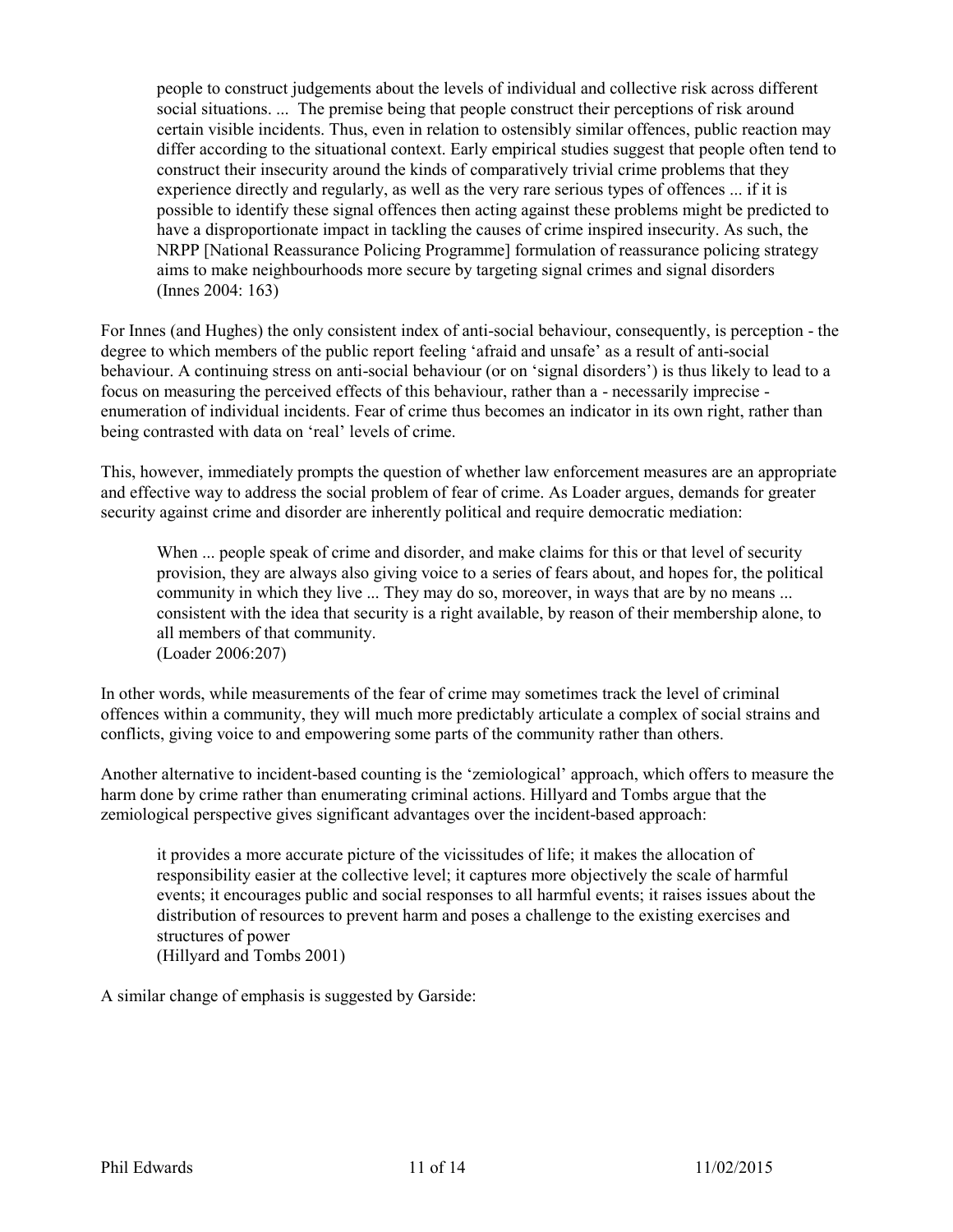> people to construct judgements about the levels of individual and collective risk across different social situations. ... The premise being that people construct their perceptions of risk around certain visible incidents. Thus, even in relation to ostensibly similar offences, public reaction may differ according to the situational context. Early empirical studies suggest that people often tend to construct their insecurity around the kinds of comparatively trivial crime problems that they experience directly and regularly, as well as the very rare serious types of offences ... if it is possible to identify these signal offences then acting against these problems might be predicted to have a disproportionate impact in tackling the causes of crime inspired insecurity. As such, the NRPP [National Reassurance Policing Programme] formulation of reassurance policing strategy aims to make neighbourhoods more secure by targeting signal crimes and signal disorders
> (Innes 2004: 163)

For Innes (and Hughes) the only consistent index of anti-social behaviour, consequently, is perception - the degree to which members of the public report feeling 'afraid and unsafe' as a result of anti-social behaviour. A continuing stress on anti-social behaviour (or on 'signal disorders') is thus likely to lead to a focus on measuring the perceived effects of this behaviour, rather than a - necessarily imprecise - enumeration of individual incidents. Fear of crime thus becomes an indicator in its own right, rather than being contrasted with data on 'real' levels of crime.

This, however, immediately prompts the question of whether law enforcement measures are an appropriate and effective way to address the social problem of fear of crime. As Loader argues, demands for greater security against crime and disorder are inherently political and require democratic mediation:

> When ... people speak of crime and disorder, and make claims for this or that level of security provision, they are always also giving voice to a series of fears about, and hopes for, the political community in which they live ... They may do so, moreover, in ways that are by no means ... consistent with the idea that security is a right available, by reason of their membership alone, to all members of that community.
> (Loader 2006:207)

In other words, while measurements of the fear of crime may sometimes track the level of criminal offences within a community, they will much more predictably articulate a complex of social strains and conflicts, giving voice to and empowering some parts of the community rather than others.

Another alternative to incident-based counting is the 'zemiological' approach, which offers to measure the harm done by crime rather than enumerating criminal actions. Hillyard and Tombs argue that the zemiological perspective gives significant advantages over the incident-based approach:

> it provides a more accurate picture of the vicissitudes of life; it makes the allocation of responsibility easier at the collective level; it captures more objectively the scale of harmful events; it encourages public and social responses to all harmful events; it raises issues about the distribution of resources to prevent harm and poses a challenge to the existing exercises and structures of power
> (Hillyard and Tombs 2001)

A similar change of emphasis is suggested by Garside: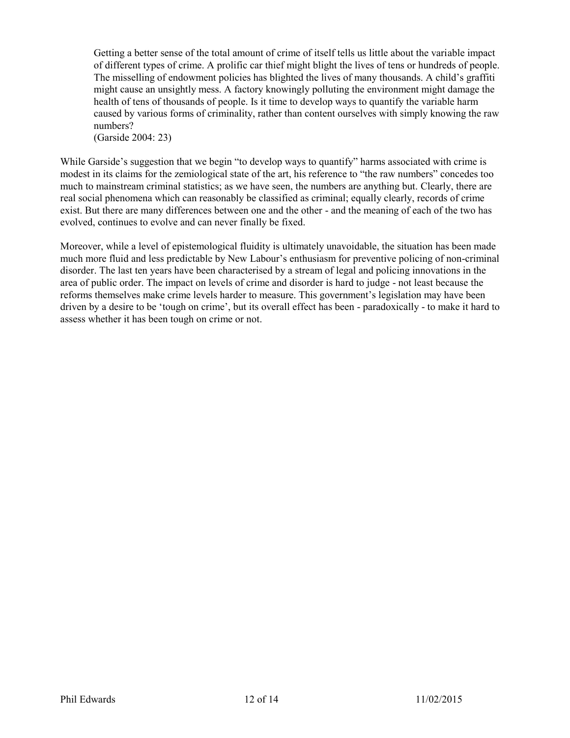> Getting a better sense of the total amount of crime of itself tells us little about the variable impact of different types of crime. A prolific car thief might blight the lives of tens or hundreds of people. The misselling of endowment policies has blighted the lives of many thousands. A child's graffiti might cause an unsightly mess. A factory knowingly polluting the environment might damage the health of tens of thousands of people. Is it time to develop ways to quantify the variable harm caused by various forms of criminality, rather than content ourselves with simply knowing the raw numbers?
> (Garside 2004: 23)

While Garside's suggestion that we begin "to develop ways to quantify" harms associated with crime is modest in its claims for the zemiological state of the art, his reference to "the raw numbers" concedes too much to mainstream criminal statistics; as we have seen, the numbers are anything but. Clearly, there are real social phenomena which can reasonably be classified as criminal; equally clearly, records of crime exist. But there are many differences between one and the other - and the meaning of each of the two has evolved, continues to evolve and can never finally be fixed.

Moreover, while a level of epistemological fluidity is ultimately unavoidable, the situation has been made much more fluid and less predictable by New Labour's enthusiasm for preventive policing of non-criminal disorder. The last ten years have been characterised by a stream of legal and policing innovations in the area of public order. The impact on levels of crime and disorder is hard to judge - not least because the reforms themselves make crime levels harder to measure. This government's legislation may have been driven by a desire to be 'tough on crime', but its overall effect has been - paradoxically - to make it hard to assess whether it has been tough on crime or not.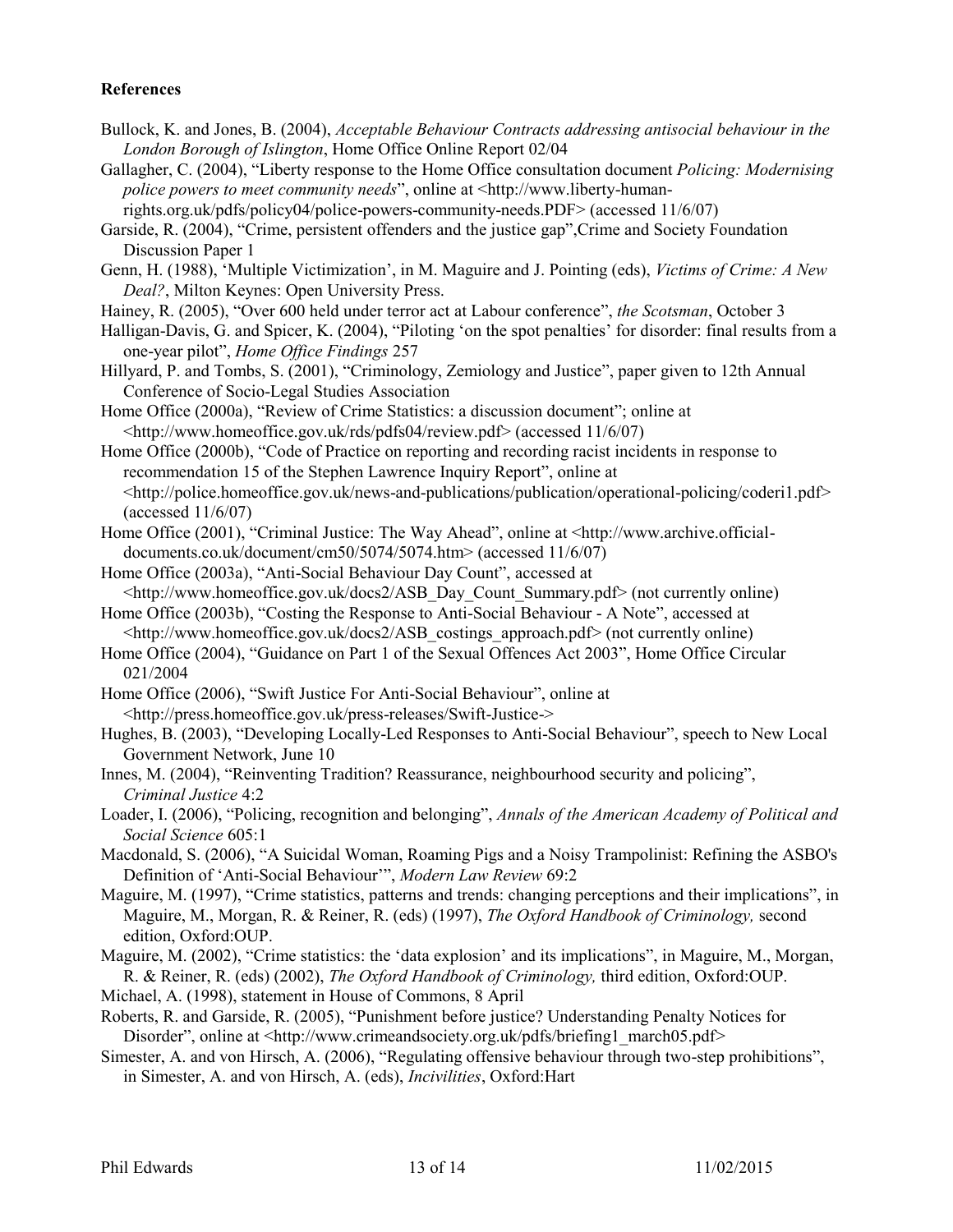**References**

Bullock, K. and Jones, B. (2004), *Acceptable Behaviour Contracts addressing antisocial behaviour in the London Borough of Islington*, Home Office Online Report 02/04

Gallagher, C. (2004), "Liberty response to the Home Office consultation document *Policing: Modernising police powers to meet community needs*", online at <http://www.liberty-human-rights.org.uk/pdfs/policy04/police-powers-community-needs.PDF> (accessed 11/6/07)

Garside, R. (2004), "Crime, persistent offenders and the justice gap",Crime and Society Foundation Discussion Paper 1

Genn, H. (1988), 'Multiple Victimization', in M. Maguire and J. Pointing (eds), *Victims of Crime: A New Deal?*, Milton Keynes: Open University Press.

Hainey, R. (2005), "Over 600 held under terror act at Labour conference", *the Scotsman*, October 3

Halligan-Davis, G. and Spicer, K. (2004), "Piloting 'on the spot penalties' for disorder: final results from a one-year pilot", *Home Office Findings* 257

Hillyard, P. and Tombs, S. (2001), "Criminology, Zemiology and Justice", paper given to 12th Annual Conference of Socio-Legal Studies Association

Home Office (2000a), "Review of Crime Statistics: a discussion document"; online at <http://www.homeoffice.gov.uk/rds/pdfs04/review.pdf> (accessed 11/6/07)

Home Office (2000b), "Code of Practice on reporting and recording racist incidents in response to recommendation 15 of the Stephen Lawrence Inquiry Report", online at <http://police.homeoffice.gov.uk/news-and-publications/publication/operational-policing/coderi1.pdf> (accessed 11/6/07)

Home Office (2001), "Criminal Justice: The Way Ahead", online at <http://www.archive.official-documents.co.uk/document/cm50/5074/5074.htm> (accessed 11/6/07)

Home Office (2003a), "Anti-Social Behaviour Day Count", accessed at <http://www.homeoffice.gov.uk/docs2/ASB_Day_Count_Summary.pdf> (not currently online)

Home Office (2003b), "Costing the Response to Anti-Social Behaviour - A Note", accessed at <http://www.homeoffice.gov.uk/docs2/ASB_costings_approach.pdf> (not currently online)

Home Office (2004), "Guidance on Part 1 of the Sexual Offences Act 2003", Home Office Circular 021/2004

Home Office (2006), "Swift Justice For Anti-Social Behaviour", online at <http://press.homeoffice.gov.uk/press-releases/Swift-Justice->

Hughes, B. (2003), "Developing Locally-Led Responses to Anti-Social Behaviour", speech to New Local Government Network, June 10

Innes, M. (2004), "Reinventing Tradition? Reassurance, neighbourhood security and policing", *Criminal Justice* 4:2

Loader, I. (2006), "Policing, recognition and belonging", *Annals of the American Academy of Political and Social Science* 605:1

Macdonald, S. (2006), "A Suicidal Woman, Roaming Pigs and a Noisy Trampolinist: Refining the ASBO's Definition of 'Anti-Social Behaviour'", *Modern Law Review* 69:2

Maguire, M. (1997), "Crime statistics, patterns and trends: changing perceptions and their implications", in Maguire, M., Morgan, R. & Reiner, R. (eds) (1997), *The Oxford Handbook of Criminology,* second edition, Oxford:OUP.

Maguire, M. (2002), "Crime statistics: the 'data explosion' and its implications", in Maguire, M., Morgan, R. & Reiner, R. (eds) (2002), *The Oxford Handbook of Criminology,* third edition, Oxford:OUP.

Michael, A. (1998), statement in House of Commons, 8 April

Roberts, R. and Garside, R. (2005), "Punishment before justice? Understanding Penalty Notices for Disorder", online at <http://www.crimeandsociety.org.uk/pdfs/briefing1_march05.pdf>

Simester, A. and von Hirsch, A. (2006), "Regulating offensive behaviour through two-step prohibitions", in Simester, A. and von Hirsch, A. (eds), *Incivilities*, Oxford:Hart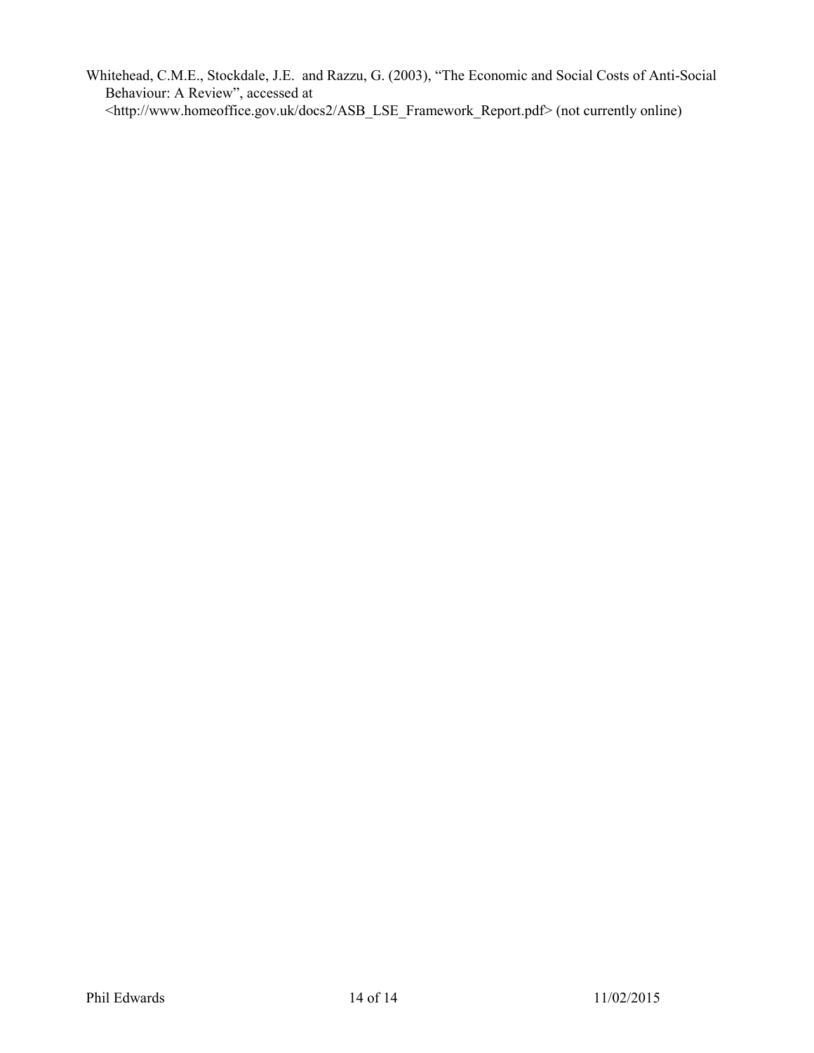Whitehead, C.M.E., Stockdale, J.E. and Razzu, G. (2003), "The Economic and Social Costs of Anti-Social Behaviour: A Review", accessed at <http://www.homeoffice.gov.uk/docs2/ASB_LSE_Framework_Report.pdf> (not currently online)